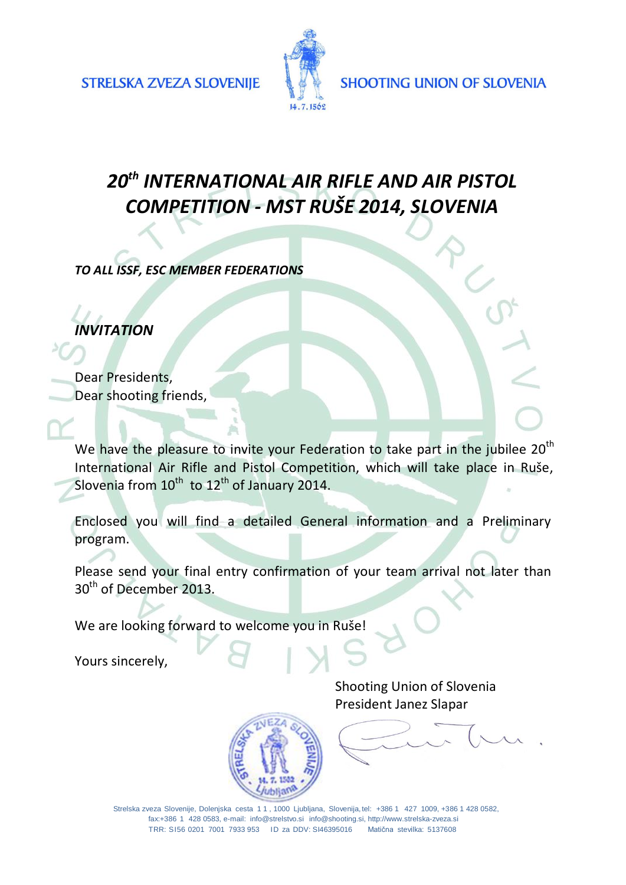STRELSKA ZVEZA SLOVENIJE SHOOTING UNION OF SLOVENIA

# *20th INTERNATIONAL AIR RIFLE AND AIR PISTOL COMPETITION - MST RUŠE 2014, SLOVENIA*

***TO ALL ISSF, ESC MEMBER FEDERATIONS***

## *INVITATION*

Dear Presidents,
Dear shooting friends,

We have the pleasure to invite your Federation to take part in the jubilee 20th International Air Rifle and Pistol Competition, which will take place in Ruše, Slovenia from 10th to 12th of January 2014.

Enclosed you will find a detailed General information and a Preliminary program.

Please send your final entry confirmation of your team arrival not later than 30th of December 2013.

We are looking forward to welcome you in Ruše!

Yours sincerely,

Shooting Union of Slovenia
President Janez Slapar

Strelska zveza Slovenije, Dolenjska cesta 11, 1000 Ljubljana, Slovenija, tel: +386 1 427 1009, +386 1 428 0582, fax:+386 1 428 0583, e-mail: info@strelstvo.si info@shooting.si, http://www.strelska-zveza.si
TRR: SI56 0201 7001 7933 953 ID za DDV: SI46395016 Matična stevilka: 5137608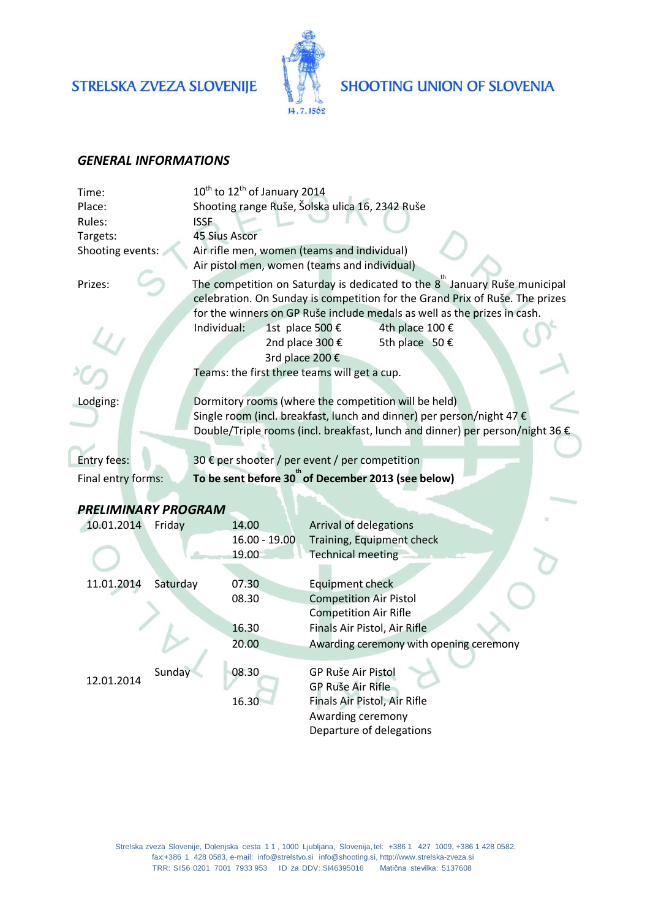STRELSKA ZVEZA SLOVENIJE — SHOOTING UNION OF SLOVENIA

## *GENERAL INFORMATIONS*

| | |
|---|---|
| Time: | 10th to 12th of January 2014 |
| Place: | Shooting range Ruše, Šolska ulica 16, 2342 Ruše |
| Rules: | ISSF |
| Targets: | 45 Sius Ascor |
| Shooting events: | Air rifle men, women (teams and individual)<br>Air pistol men, women (teams and individual) |
| Prizes: | The competition on Saturday is dedicated to the 8th January Ruše municipal celebration. On Sunday is competition for the Grand Prix of Ruše. The prizes for the winners on GP Ruše include medals as well as the prizes in cash.<br>Individual: 1st place 500 €, 2nd place 300 €, 3rd place 200 €, 4th place 100 €, 5th place 50 €<br>Teams: the first three teams will get a cup. |
| Lodging: | Dormitory rooms (where the competition will be held)<br>Single room (incl. breakfast, lunch and dinner) per person/night 47 €<br>Double/Triple rooms (incl. breakfast, lunch and dinner) per person/night 36 € |
| Entry fees: | 30 € per shooter / per event / per competition |
| Final entry forms: | **To be sent before 30th of December 2013 (see below)** |

## *PRELIMINARY PROGRAM*

| Date | Day | Time | Program |
|---|---|---|---|
| 10.01.2014 | Friday | 14.00 | Arrival of delegations |
| | | 16.00 - 19.00 | Training, Equipment check |
| | | 19.00 | Technical meeting |
| 11.01.2014 | Saturday | 07.30 | Equipment check |
| | | 08.30 | Competition Air Pistol<br>Competition Air Rifle |
| | | 16.30 | Finals Air Pistol, Air Rifle |
| | | 20.00 | Awarding ceremony with opening ceremony |
| 12.01.2014 | Sunday | 08.30 | GP Ruše Air Pistol<br>GP Ruše Air Rifle |
| | | 16.30 | Finals Air Pistol, Air Rifle<br>Awarding ceremony<br>Departure of delegations |

Strelska zveza Slovenije, Dolenjska cesta 11, 1000 Ljubljana, Slovenija, tel: +386 1 427 1009, +386 1 428 0582, fax:+386 1 428 0583, e-mail: info@strelstvo.si info@shooting.si, http://www.strelska-zveza.si
TRR: SI56 0201 7001 7933 953 ID za DDV: SI46395016 Matična stevilka: 5137608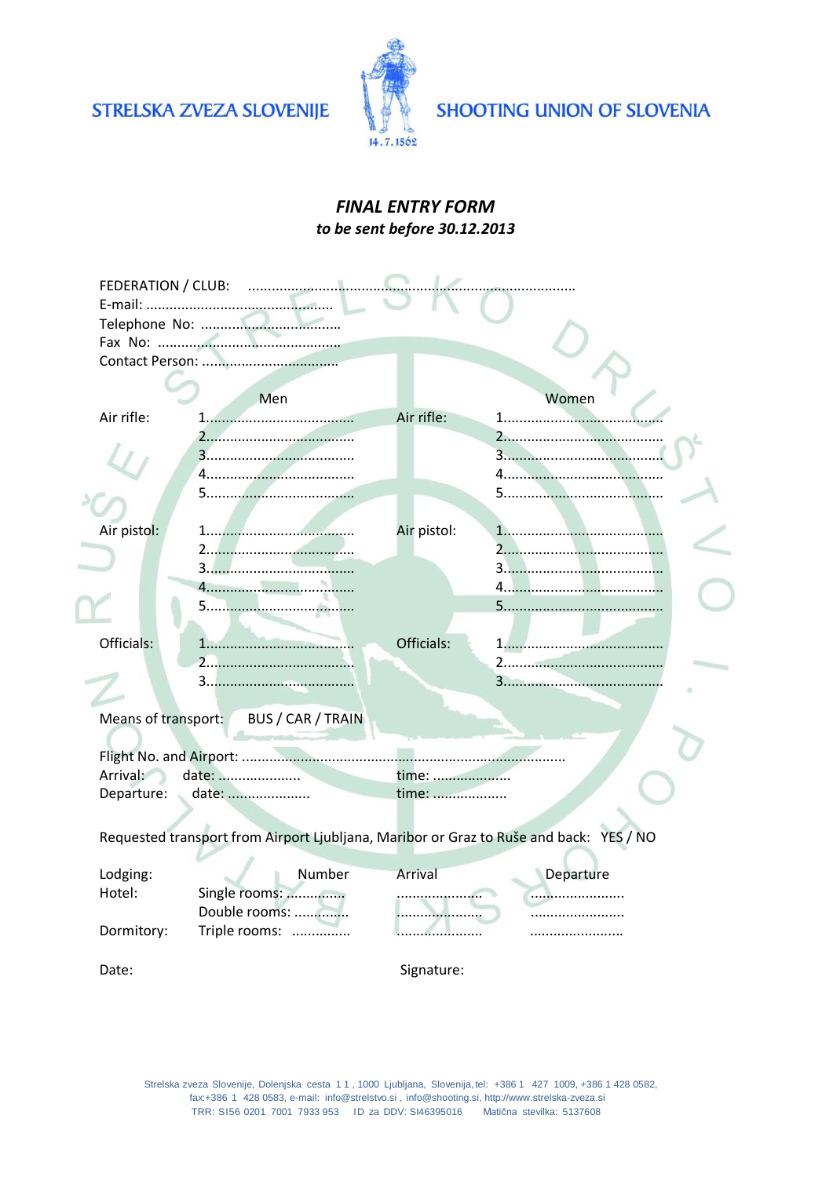STRELSKA ZVEZA SLOVENIJE — SHOOTING UNION OF SLOVENIA

## *FINAL ENTRY FORM*
### *to be sent before 30.12.2013*

FEDERATION / CLUB: ....................................................................................
E-mail: ................................................
Telephone No: ....................................
Fax No: ..............................................
Contact Person: ...................................

| | Men | | Women |
|---|---|---|---|
| Air rifle: | 1..................................... | Air rifle: | 1......................................... |
| | 2..................................... | | 2......................................... |
| | 3..................................... | | 3......................................... |
| | 4..................................... | | 4......................................... |
| | 5..................................... | | 5......................................... |
| Air pistol: | 1..................................... | Air pistol: | 1......................................... |
| | 2..................................... | | 2......................................... |
| | 3..................................... | | 3......................................... |
| | 4..................................... | | 4......................................... |
| | 5..................................... | | 5......................................... |
| Officials: | 1..................................... | Officials: | 1......................................... |
| | 2..................................... | | 2......................................... |
| | 3..................................... | | 3......................................... |

Means of transport: BUS / CAR / TRAIN

Flight No. and Airport: ..................................................................................
Arrival: date: ..................... time: ...................
Departure: date: ..................... time: ...................

Requested transport from Airport Ljubljana, Maribor or Graz to Ruše and back: YES / NO

| Lodging: | Number | Arrival | Departure |
|---|---|---|---|
| Hotel: | Single rooms: .............. | ...................... | ........................ |
| | Double rooms: .............. | ...................... | ........................ |
| Dormitory: | Triple rooms: ............... | ...................... | ........................ |

Date: Signature:

Strelska zveza Slovenije, Dolenjska cesta 1 1 , 1000 Ljubljana, Slovenija, tel: +386 1 427 1009, +386 1 428 0582, fax:+386 1 428 0583, e-mail: info@strelstvo.si , info@shooting.si, http://www.strelska-zveza.si
TRR: SI56 0201 7001 7933 953 ID za DDV: SI46395016 Matična stevilka: 5137608